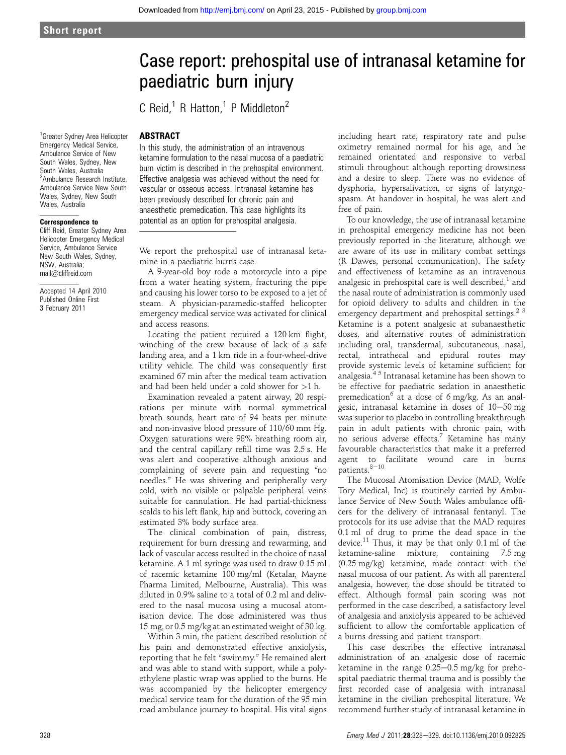Short report

# Case report: prehospital use of intranasal ketamine for paediatric burn injury

C Reid,[1] R Hatton,[1] P Middleton[2]

[1]Greater Sydney Area Helicopter Emergency Medical Service, Ambulance Service of New South Wales, Sydney, New South Wales, Australia
[2]Ambulance Research Institute, Ambulance Service New South Wales, Sydney, New South Wales, Australia

**Correspondence to**
Cliff Reid, Greater Sydney Area Helicopter Emergency Medical Service, Ambulance Service New South Wales, Sydney, NSW, Australia; mail@cliffreid.com

Accepted 14 April 2010
Published Online First 3 February 2011

## ABSTRACT

In this study, the administration of an intravenous ketamine formulation to the nasal mucosa of a paediatric burn victim is described in the prehospital environment. Effective analgesia was achieved without the need for vascular or osseous access. Intranasal ketamine has been previously described for chronic pain and anaesthetic premedication. This case highlights its potential as an option for prehospital analgesia.

We report the prehospital use of intranasal ketamine in a paediatric burns case.

A 9-year-old boy rode a motorcycle into a pipe from a water heating system, fracturing the pipe and causing his lower torso to be exposed to a jet of steam. A physician-paramedic-staffed helicopter emergency medical service was activated for clinical and access reasons.

Locating the patient required a 120 km flight, winching of the crew because of lack of a safe landing area, and a 1 km ride in a four-wheel-drive utility vehicle. The child was consequently first examined 67 min after the medical team activation and had been held under a cold shower for >1 h.

Examination revealed a patent airway, 20 respirations per minute with normal symmetrical breath sounds, heart rate of 94 beats per minute and non-invasive blood pressure of 110/60 mm Hg. Oxygen saturations were 98% breathing room air, and the central capillary refill time was 2.5 s. He was alert and cooperative although anxious and complaining of severe pain and requesting "no needles." He was shivering and peripherally very cold, with no visible or palpable peripheral veins suitable for cannulation. He had partial-thickness scalds to his left flank, hip and buttock, covering an estimated 3% body surface area.

The clinical combination of pain, distress, requirement for burn dressing and rewarming, and lack of vascular access resulted in the choice of nasal ketamine. A 1 ml syringe was used to draw 0.15 ml of racemic ketamine 100 mg/ml (Ketalar, Mayne Pharma Limited, Melbourne, Australia). This was diluted in 0.9% saline to a total of 0.2 ml and delivered to the nasal mucosa using a mucosal atomisation device. The dose administered was thus 15 mg, or 0.5 mg/kg at an estimated weight of 30 kg.

Within 3 min, the patient described resolution of his pain and demonstrated effective anxiolysis, reporting that he felt "swimmy." He remained alert and was able to stand with support, while a polyethylene plastic wrap was applied to the burns. He was accompanied by the helicopter emergency medical service team for the duration of the 95 min road ambulance journey to hospital. His vital signs including heart rate, respiratory rate and pulse oximetry remained normal for his age, and he remained orientated and responsive to verbal stimuli throughout although reporting drowsiness and a desire to sleep. There was no evidence of dysphoria, hypersalivation, or signs of laryngospasm. At handover in hospital, he was alert and free of pain.

To our knowledge, the use of intranasal ketamine in prehospital emergency medicine has not been previously reported in the literature, although we are aware of its use in military combat settings (R Dawes, personal communication). The safety and effectiveness of ketamine as an intravenous analgesic in prehospital care is well described,[1] and the nasal route of administration is commonly used for opioid delivery to adults and children in the emergency department and prehospital settings.[2 3] Ketamine is a potent analgesic at subanaesthetic doses, and alternative routes of administration including oral, transdermal, subcutaneous, nasal, rectal, intrathecal and epidural routes may provide systemic levels of ketamine sufficient for analgesia.[4 5] Intranasal ketamine has been shown to be effective for paediatric sedation in anaesthetic premedication[6] at a dose of 6 mg/kg. As an analgesic, intranasal ketamine in doses of 10–50 mg was superior to placebo in controlling breakthrough pain in adult patients with chronic pain, with no serious adverse effects.[7] Ketamine has many favourable characteristics that make it a preferred agent to facilitate wound care in burns patients.[8–10]

The Mucosal Atomisation Device (MAD, Wolfe Tory Medical, Inc) is routinely carried by Ambulance Service of New South Wales ambulance officers for the delivery of intranasal fentanyl. The protocols for its use advise that the MAD requires 0.1 ml of drug to prime the dead space in the device.[11] Thus, it may be that only 0.1 ml of the ketamine-saline mixture, containing 7.5 mg (0.25 mg/kg) ketamine, made contact with the nasal mucosa of our patient. As with all parenteral analgesia, however, the dose should be titrated to effect. Although formal pain scoring was not performed in the case described, a satisfactory level of analgesia and anxiolysis appeared to be achieved sufficient to allow the comfortable application of a burns dressing and patient transport.

This case describes the effective intranasal administration of an analgesic dose of racemic ketamine in the range 0.25–0.5 mg/kg for prehospital paediatric thermal trauma and is possibly the first recorded case of analgesia with intranasal ketamine in the civilian prehospital literature. We recommend further study of intranasal ketamine in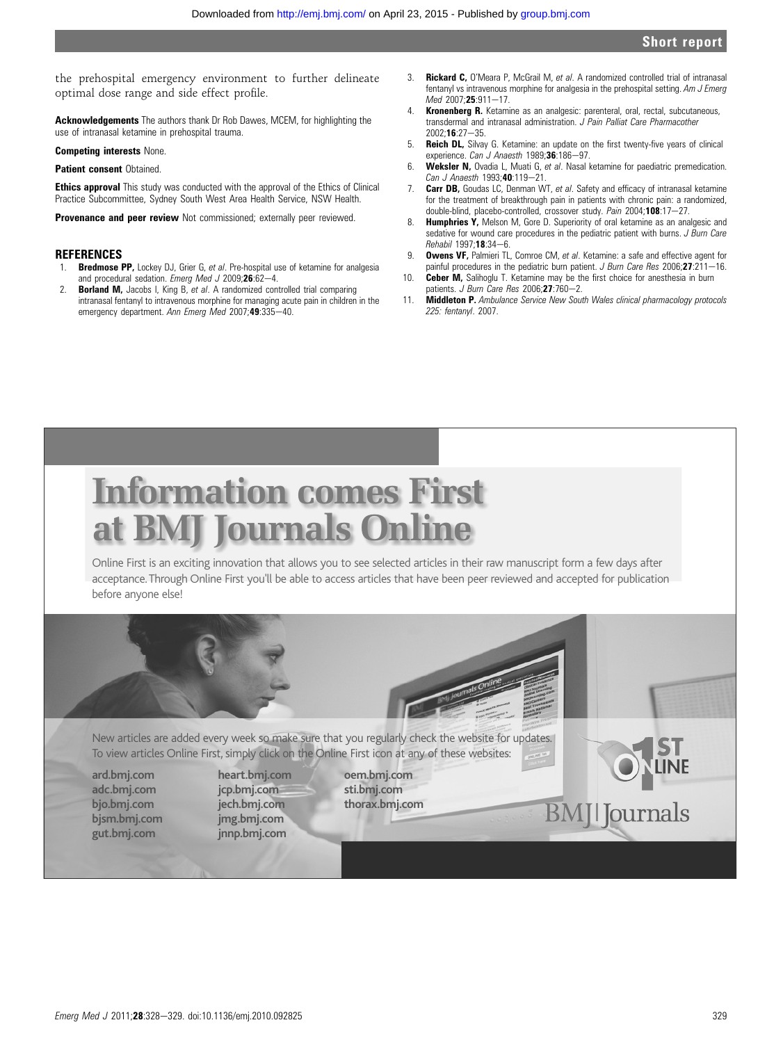the prehospital emergency environment to further delineate optimal dose range and side effect profile.

**Acknowledgements** The authors thank Dr Rob Dawes, MCEM, for highlighting the use of intranasal ketamine in prehospital trauma.

**Competing interests** None.

**Patient consent** Obtained.

**Ethics approval** This study was conducted with the approval of the Ethics of Clinical Practice Subcommittee, Sydney South West Area Health Service, NSW Health.

**Provenance and peer review** Not commissioned; externally peer reviewed.

## REFERENCES

1. **Bredmose PP,** Lockey DJ, Grier G, *et al*. Pre-hospital use of ketamine for analgesia and procedural sedation. *Emerg Med J* 2009;**26**:62—4.
2. **Borland M,** Jacobs I, King B, *et al*. A randomized controlled trial comparing intranasal fentanyl to intravenous morphine for managing acute pain in children in the emergency department. *Ann Emerg Med* 2007;**49**:335—40.
3. **Rickard C,** O'Meara P, McGrail M, *et al*. A randomized controlled trial of intranasal fentanyl vs intravenous morphine for analgesia in the prehospital setting. *Am J Emerg Med* 2007;**25**:911—17.
4. **Kronenberg R.** Ketamine as an analgesic: parenteral, oral, rectal, subcutaneous, transdermal and intranasal administration. *J Pain Palliat Care Pharmacother* 2002;**16**:27—35.
5. **Reich DL,** Silvay G. Ketamine: an update on the first twenty-five years of clinical experience. *Can J Anaesth* 1989;**36**:186—97.
6. **Weksler N,** Ovadia L, Muati G, *et al*. Nasal ketamine for paediatric premedication. *Can J Anaesth* 1993;**40**:119—21.
7. **Carr DB,** Goudas LC, Denman WT, *et al*. Safety and efficacy of intranasal ketamine for the treatment of breakthrough pain in patients with chronic pain: a randomized, double-blind, placebo-controlled, crossover study. *Pain* 2004;**108**:17—27.
8. **Humphries Y,** Melson M, Gore D. Superiority of oral ketamine as an analgesic and sedative for wound care procedures in the pediatric patient with burns. *J Burn Care Rehabil* 1997;**18**:34—6.
9. **Owens VF,** Palmieri TL, Comroe CM, *et al*. Ketamine: a safe and effective agent for painful procedures in the pediatric burn patient. *J Burn Care Res* 2006;**27**:211—16.
10. **Ceber M,** Salihoglu T. Ketamine may be the first choice for anesthesia in burn patients. *J Burn Care Res* 2006;**27**:760—2.
11. **Middleton P.** *Ambulance Service New South Wales clinical pharmacology protocols 225: fentanyl*. 2007.

# Information comes First at BMJ Journals Online

Online First is an exciting innovation that allows you to see selected articles in their raw manuscript form a few days after acceptance. Through Online First you'll be able to access articles that have been peer reviewed and accepted for publication before anyone else!

New articles are added every week so make sure that you regularly check the website for updates. To view articles Online First, simply click on the Online First icon at any of these websites:

ard.bmj.com
adc.bmj.com
bjo.bmj.com
bjsm.bmj.com
gut.bmj.com
heart.bmj.com
jcp.bmj.com
jech.bmj.com
jmg.bmj.com
jnnp.bmj.com
oem.bmj.com
sti.bmj.com
thorax.bmj.com

1ST ONLINE

BMJ | Journals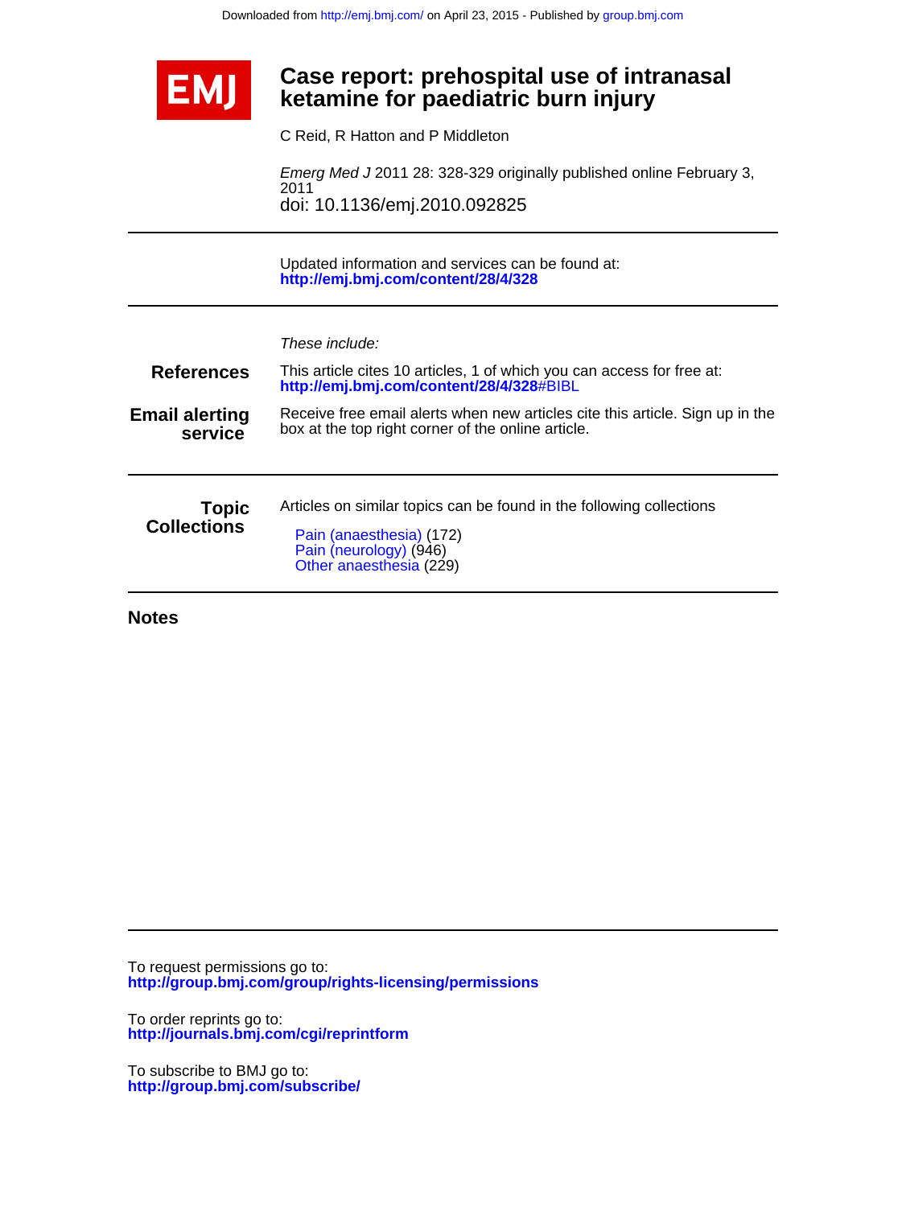Downloaded from http://emj.bmj.com/ on April 23, 2015 - Published by group.bmj.com

# Case report: prehospital use of intranasal ketamine for paediatric burn injury

C Reid, R Hatton and P Middleton

*Emerg Med J* 2011 28: 328-329 originally published online February 3, 2011

doi: 10.1136/emj.2010.092825

Updated information and services can be found at:
**http://emj.bmj.com/content/28/4/328**

*These include:*

**References**

This article cites 10 articles, 1 of which you can access for free at:
**http://emj.bmj.com/content/28/4/328**#BIBL

**Email alerting service**

Receive free email alerts when new articles cite this article. Sign up in the box at the top right corner of the online article.

**Topic Collections**

Articles on similar topics can be found in the following collections

- Pain (anaesthesia) (172)
- Pain (neurology) (946)
- Other anaesthesia (229)

## Notes

To request permissions go to:
**http://group.bmj.com/group/rights-licensing/permissions**

To order reprints go to:
**http://journals.bmj.com/cgi/reprintform**

To subscribe to BMJ go to:
**http://group.bmj.com/subscribe/**